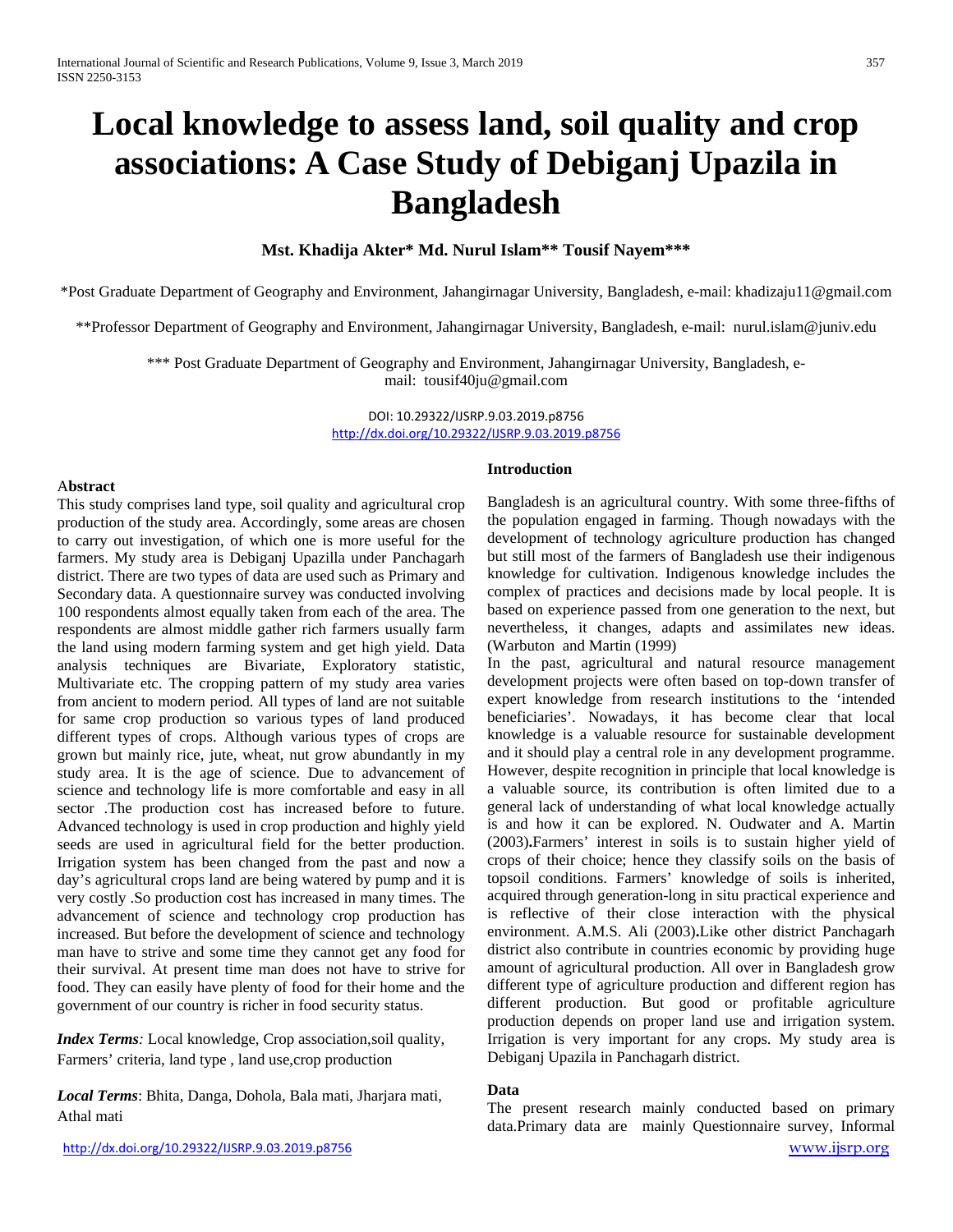# Local knowledge to assess land, soil quality and crop associations: A Case Study of Debiganj Upazila in Bangladesh

**Mst. Khadija Akter\* Md. Nurul Islam\*\* Tousif Nayem\*\*\***

\*Post Graduate Department of Geography and Environment, Jahangirnagar University, Bangladesh, e-mail: khadizaju11@gmail.com

\*\*Professor Department of Geography and Environment, Jahangirnagar University, Bangladesh, e-mail: nurul.islam@juniv.edu

\*\*\* Post Graduate Department of Geography and Environment, Jahangirnagar University, Bangladesh, e-mail: tousif40ju@gmail.com

DOI: 10.29322/IJSRP.9.03.2019.p8756
http://dx.doi.org/10.29322/IJSRP.9.03.2019.p8756

**Abstract**

This study comprises land type, soil quality and agricultural crop production of the study area. Accordingly, some areas are chosen to carry out investigation, of which one is more useful for the farmers. My study area is Debiganj Upazilla under Panchagarh district. There are two types of data are used such as Primary and Secondary data. A questionnaire survey was conducted involving 100 respondents almost equally taken from each of the area. The respondents are almost middle gather rich farmers usually farm the land using modern farming system and get high yield. Data analysis techniques are Bivariate, Exploratory statistic, Multivariate etc. The cropping pattern of my study area varies from ancient to modern period. All types of land are not suitable for same crop production so various types of land produced different types of crops. Although various types of crops are grown but mainly rice, jute, wheat, nut grow abundantly in my study area. It is the age of science. Due to advancement of science and technology life is more comfortable and easy in all sector .The production cost has increased before to future. Advanced technology is used in crop production and highly yield seeds are used in agricultural field for the better production. Irrigation system has been changed from the past and now a day's agricultural crops land are being watered by pump and it is very costly .So production cost has increased in many times. The advancement of science and technology crop production has increased. But before the development of science and technology man have to strive and some time they cannot get any food for their survival. At present time man does not have to strive for food. They can easily have plenty of food for their home and the government of our country is richer in food security status.

***Index Terms**:* Local knowledge, Crop association,soil quality, Farmers' criteria, land type , land use,crop production

***Local Terms***: Bhita, Danga, Dohola, Bala mati, Jharjara mati, Athal mati

**Introduction**

Bangladesh is an agricultural country. With some three-fifths of the population engaged in farming. Though nowadays with the development of technology agriculture production has changed but still most of the farmers of Bangladesh use their indigenous knowledge for cultivation. Indigenous knowledge includes the complex of practices and decisions made by local people. It is based on experience passed from one generation to the next, but nevertheless, it changes, adapts and assimilates new ideas. (Warbuton and Martin (1999)

In the past, agricultural and natural resource management development projects were often based on top-down transfer of expert knowledge from research institutions to the 'intended beneficiaries'. Nowadays, it has become clear that local knowledge is a valuable resource for sustainable development and it should play a central role in any development programme. However, despite recognition in principle that local knowledge is a valuable source, its contribution is often limited due to a general lack of understanding of what local knowledge actually is and how it can be explored. N. Oudwater and A. Martin (2003)**.**Farmers' interest in soils is to sustain higher yield of crops of their choice; hence they classify soils on the basis of topsoil conditions. Farmers' knowledge of soils is inherited, acquired through generation-long in situ practical experience and is reflective of their close interaction with the physical environment. A.M.S. Ali (2003)**.**Like other district Panchagarh district also contribute in countries economic by providing huge amount of agricultural production. All over in Bangladesh grow different type of agriculture production and different region has different production. But good or profitable agriculture production depends on proper land use and irrigation system. Irrigation is very important for any crops. My study area is Debiganj Upazila in Panchagarh district.

**Data**

The present research mainly conducted based on primary data.Primary data are mainly Questionnaire survey, Informal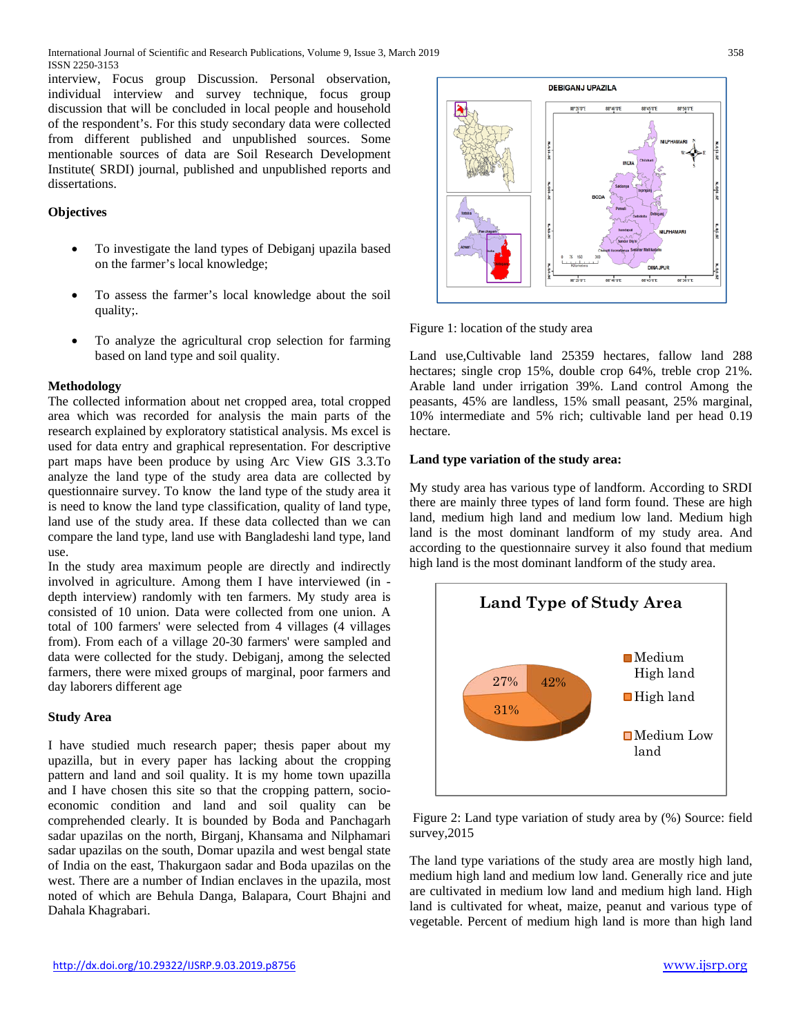interview, Focus group Discussion. Personal observation, individual interview and survey technique, focus group discussion that will be concluded in local people and household of the respondent's. For this study secondary data were collected from different published and unpublished sources. Some mentionable sources of data are Soil Research Development Institute( SRDI) journal, published and unpublished reports and dissertations.

**Objectives**

- To investigate the land types of Debiganj upazila based on the farmer's local knowledge;
- To assess the farmer's local knowledge about the soil quality;.
- To analyze the agricultural crop selection for farming based on land type and soil quality.

**Methodology**

The collected information about net cropped area, total cropped area which was recorded for analysis the main parts of the research explained by exploratory statistical analysis. Ms excel is used for data entry and graphical representation. For descriptive part maps have been produce by using Arc View GIS 3.3.To analyze the land type of the study area data are collected by questionnaire survey. To know the land type of the study area it is need to know the land type classification, quality of land type, land use of the study area. If these data collected than we can compare the land type, land use with Bangladeshi land type, land use.

In the study area maximum people are directly and indirectly involved in agriculture. Among them I have interviewed (in - depth interview) randomly with ten farmers. My study area is consisted of 10 union. Data were collected from one union. A total of 100 farmers' were selected from 4 villages (4 villages from). From each of a village 20-30 farmers' were sampled and data were collected for the study. Debiganj, among the selected farmers, there were mixed groups of marginal, poor farmers and day laborers different age

**Study Area**

I have studied much research paper; thesis paper about my upazilla, but in every paper has lacking about the cropping pattern and land and soil quality. It is my home town upazilla and I have chosen this site so that the cropping pattern, socio-economic condition and land and soil quality can be comprehended clearly. It is bounded by Boda and Panchagarh sadar upazilas on the north, Birganj, Khansama and Nilphamari sadar upazilas on the south, Domar upazila and west bengal state of India on the east, Thakurgaon sadar and Boda upazilas on the west. There are a number of Indian enclaves in the upazila, most noted of which are Behula Danga, Balapara, Court Bhajni and Dahala Khagrabari.

Figure 1: location of the study area

Land use,Cultivable land 25359 hectares, fallow land 288 hectares; single crop 15%, double crop 64%, treble crop 21%. Arable land under irrigation 39%. Land control Among the peasants, 45% are landless, 15% small peasant, 25% marginal, 10% intermediate and 5% rich; cultivable land per head 0.19 hectare.

**Land type variation of the study area:**

My study area has various type of landform. According to SRDI there are mainly three types of land form found. These are high land, medium high land and medium low land. Medium high land is the most dominant landform of my study area. And according to the questionnaire survey it also found that medium high land is the most dominant landform of the study area.

Figure 2: Land type variation of study area by (%) Source: field survey,2015

The land type variations of the study area are mostly high land, medium high land and medium low land. Generally rice and jute are cultivated in medium low land and medium high land. High land is cultivated for wheat, maize, peanut and various type of vegetable. Percent of medium high land is more than high land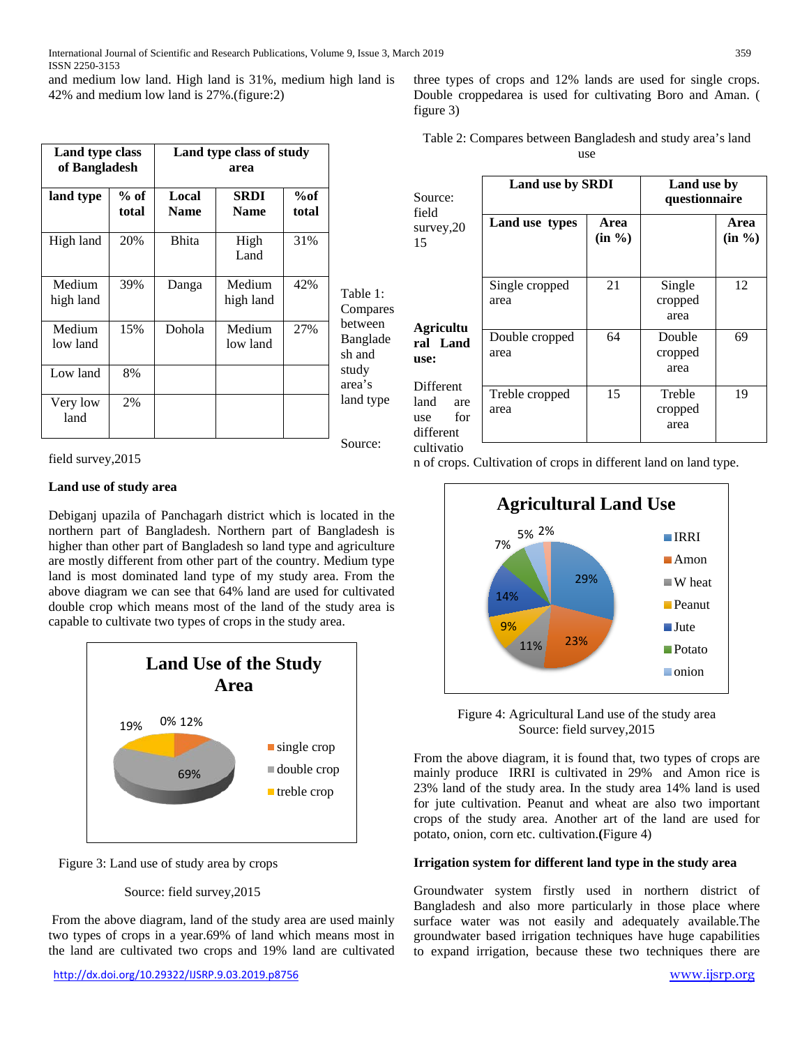and medium low land. High land is 31%, medium high land is 42% and medium low land is 27%.(figure:2)

| Land type class of Bangladesh | | Land type class of study area | | |
|---|---|---|---|---|
| land type | % of total | Local Name | SRDI Name | %of total |
| High land | 20% | Bhita | High Land | 31% |
| Medium high land | 39% | Danga | Medium high land | 42% |
| Medium low land | 15% | Dohola | Medium low land | 27% |
| Low land | 8% | | | |
| Very low land | 2% | | | |

Table 1: Compares between Bangladesh and study area's land type

Source: field survey,2015

**Land use of study area**

Debiganj upazila of Panchagarh district which is located in the northern part of Bangladesh. Northern part of Bangladesh is higher than other part of Bangladesh so land type and agriculture are mostly different from other part of the country. Medium type land is most dominated land type of my study area. From the above diagram we can see that 64% land are used for cultivated double crop which means most of the land of the study area is capable to cultivate two types of crops in the study area.

Figure 3: Land use of study area by crops

Source: field survey,2015

From the above diagram, land of the study area are used mainly two types of crops in a year.69% of land which means most in the land are cultivated two crops and 19% land are cultivated three types of crops and 12% lands are used for single crops. Double croppedarea is used for cultivating Boro and Aman. ( figure 3)

Table 2: Compares between Bangladesh and study area's land use

| Land use by SRDI | | Land use by questionnaire | |
|---|---|---|---|
| Land use types | Area (in %) | | Area (in %) |
| Single cropped area | 21 | Single cropped area | 12 |
| Double cropped area | 64 | Double cropped area | 69 |
| Treble cropped area | 15 | Treble cropped area | 19 |

Source: field survey,2015

**Agricultural Land use:**

Different land are use for different cultivation of crops. Cultivation of crops in different land on land type.

Figure 4: Agricultural Land use of the study area
Source: field survey,2015

From the above diagram, it is found that, two types of crops are mainly produce IRRI is cultivated in 29% and Amon rice is 23% land of the study area. In the study area 14% land is used for jute cultivation. Peanut and wheat are also two important crops of the study area. Another art of the land are used for potato, onion, corn etc. cultivation.**(**Figure 4)

**Irrigation system for different land type in the study area**

Groundwater system firstly used in northern district of Bangladesh and also more particularly in those place where surface water was not easily and adequately available.The groundwater based irrigation techniques have huge capabilities to expand irrigation, because these two techniques there are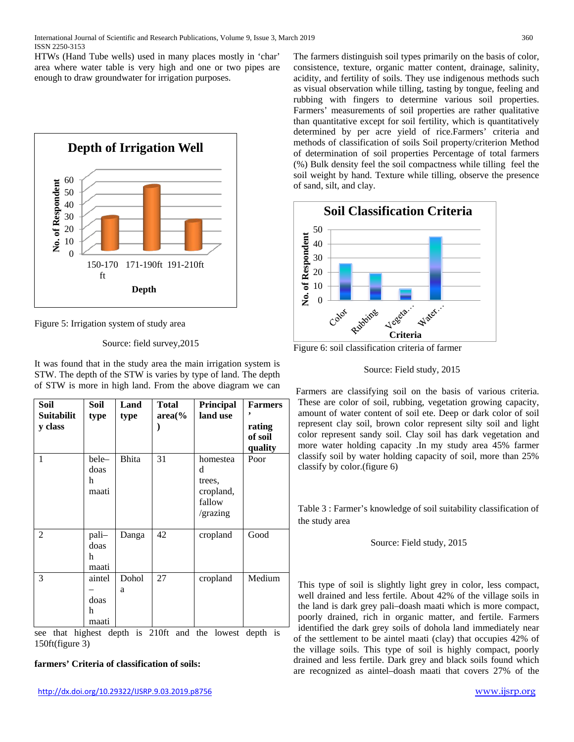HTWs (Hand Tube wells) used in many places mostly in 'char' area where water table is very high and one or two pipes are enough to draw groundwater for irrigation purposes.

Figure 5: Irrigation system of study area

Source: field survey,2015

It was found that in the study area the main irrigation system is STW. The depth of the STW is varies by type of land. The depth of STW is more in high land. From the above diagram we can see that highest depth is 210ft and the lowest depth is 150ft(figure 3)

**farmers' Criteria of classification of soils:**

The farmers distinguish soil types primarily on the basis of color, consistence, texture, organic matter content, drainage, salinity, acidity, and fertility of soils. They use indigenous methods such as visual observation while tilling, tasting by tongue, feeling and rubbing with fingers to determine various soil properties. Farmers' measurements of soil properties are rather qualitative than quantitative except for soil fertility, which is quantitatively determined by per acre yield of rice.Farmers' criteria and methods of classification of soils Soil property/criterion Method of determination of soil properties Percentage of total farmers (%) Bulk density feel the soil compactness while tilling feel the soil weight by hand. Texture while tilling, observe the presence of sand, silt, and clay.

Figure 6: soil classification criteria of farmer

Source: Field study, 2015

Farmers are classifying soil on the basis of various criteria. These are color of soil, rubbing, vegetation growing capacity, amount of water content of soil ete. Deep or dark color of soil represent clay soil, brown color represent silty soil and light color represent sandy soil. Clay soil has dark vegetation and more water holding capacity .In my study area 45% farmer classify soil by water holding capacity of soil, more than 25% classify by color.(figure 6)

Table 3 : Farmer's knowledge of soil suitability classification of the study area

| Soil Suitability class | Soil type | Land type | Total area(%) | Principal land use | Farmers' rating of soil quality |
|---|---|---|---|---|---|
| 1 | bele–doash maati | Bhita | 31 | homestead trees, cropland, fallow /grazing | Poor |
| 2 | pali–doash maati | Danga | 42 | cropland | Good |
| 3 | aintel–doash maati | Dohola | 27 | cropland | Medium |

Source: Field study, 2015

This type of soil is slightly light grey in color, less compact, well drained and less fertile. About 42% of the village soils in the land is dark grey pali–doash maati which is more compact, poorly drained, rich in organic matter, and fertile. Farmers identified the dark grey soils of dohola land immediately near of the settlement to be aintel maati (clay) that occupies 42% of the village soils. This type of soil is highly compact, poorly drained and less fertile. Dark grey and black soils found which are recognized as aintel–doash maati that covers 27% of the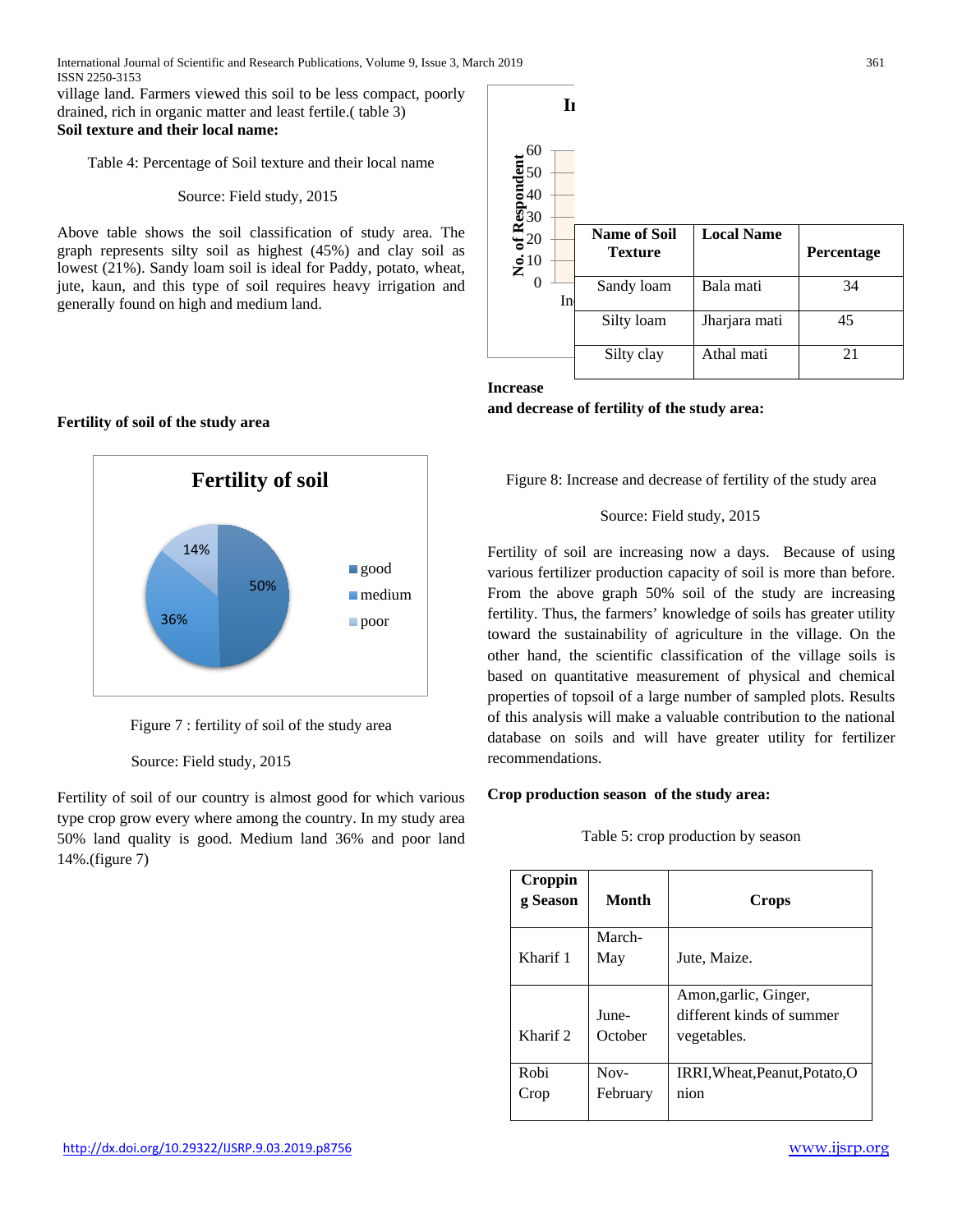village land. Farmers viewed this soil to be less compact, poorly drained, rich in organic matter and least fertile.( table 3)

**Soil texture and their local name:**

Table 4: Percentage of Soil texture and their local name

| Name of Soil Texture | Local Name | Percentage |
|---|---|---|
| Sandy loam | Bala mati | 34 |
| Silty loam | Jharjara mati | 45 |
| Silty clay | Athal mati | 21 |

Source: Field study, 2015

Above table shows the soil classification of study area. The graph represents silty soil as highest (45%) and clay soil as lowest (21%). Sandy loam soil is ideal for Paddy, potato, wheat, jute, kaun, and this type of soil requires heavy irrigation and generally found on high and medium land.

**Fertility of soil of the study area**

Fertility of soil

good 50%, medium 36%, poor 14%

Figure 7 : fertility of soil of the study area

Source: Field study, 2015

Fertility of soil of our country is almost good for which various type crop grow every where among the country. In my study area 50% land quality is good. Medium land 36% and poor land 14%.(figure 7)

**Increase and decrease of fertility of the study area:**

Figure 8: Increase and decrease of fertility of the study area

Source: Field study, 2015

Fertility of soil are increasing now a days. Because of using various fertilizer production capacity of soil is more than before. From the above graph 50% soil of the study are increasing fertility. Thus, the farmers' knowledge of soils has greater utility toward the sustainability of agriculture in the village. On the other hand, the scientific classification of the village soils is based on quantitative measurement of physical and chemical properties of topsoil of a large number of sampled plots. Results of this analysis will make a valuable contribution to the national database on soils and will have greater utility for fertilizer recommendations.

**Crop production season of the study area:**

Table 5: crop production by season

| Cropping Season | Month | Crops |
|---|---|---|
| Kharif 1 | March-May | Jute, Maize. |
| Kharif 2 | June-October | Amon,garlic, Ginger, different kinds of summer vegetables. |
| Robi Crop | Nov-February | IRRI,Wheat,Peanut,Potato,Onion |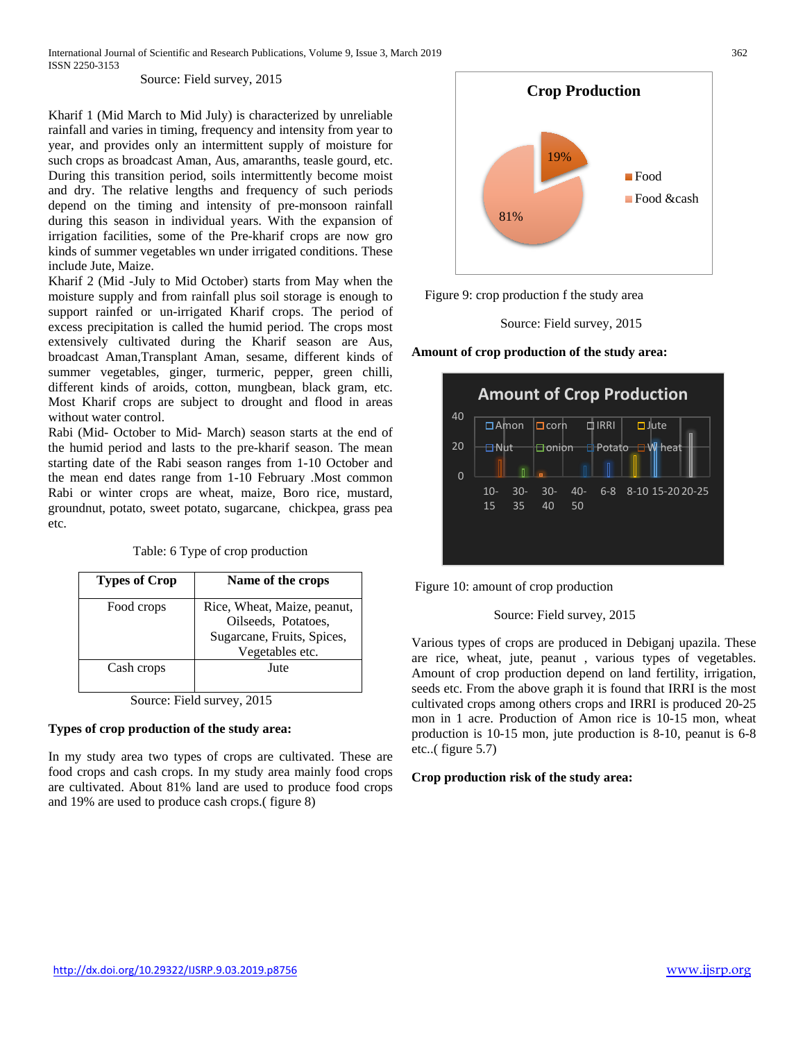Source: Field survey, 2015

Kharif 1 (Mid March to Mid July) is characterized by unreliable rainfall and varies in timing, frequency and intensity from year to year, and provides only an intermittent supply of moisture for such crops as broadcast Aman, Aus, amaranths, teasle gourd, etc. During this transition period, soils intermittently become moist and dry. The relative lengths and frequency of such periods depend on the timing and intensity of pre-monsoon rainfall during this season in individual years. With the expansion of irrigation facilities, some of the Pre-kharif crops are now gro kinds of summer vegetables wn under irrigated conditions. These include Jute, Maize.

Kharif 2 (Mid -July to Mid October) starts from May when the moisture supply and from rainfall plus soil storage is enough to support rainfed or un-irrigated Kharif crops. The period of excess precipitation is called the humid period. The crops most extensively cultivated during the Kharif season are Aus, broadcast Aman,Transplant Aman, sesame, different kinds of summer vegetables, ginger, turmeric, pepper, green chilli, different kinds of aroids, cotton, mungbean, black gram, etc. Most Kharif crops are subject to drought and flood in areas without water control.

Rabi (Mid- October to Mid- March) season starts at the end of the humid period and lasts to the pre-kharif season. The mean starting date of the Rabi season ranges from 1-10 October and the mean end dates range from 1-10 February .Most common Rabi or winter crops are wheat, maize, Boro rice, mustard, groundnut, potato, sweet potato, sugarcane, chickpea, grass pea etc.

Table: 6 Type of crop production

| Types of Crop | Name of the crops |
|---|---|
| Food crops | Rice, Wheat, Maize, peanut, Oilseeds, Potatoes, Sugarcane, Fruits, Spices, Vegetables etc. |
| Cash crops | Jute |

Source: Field survey, 2015

**Types of crop production of the study area:**

In my study area two types of crops are cultivated. These are food crops and cash crops. In my study area mainly food crops are cultivated. About 81% land are used to produce food crops and 19% are used to produce cash crops.( figure 8)

Figure 9: crop production f the study area

Source: Field survey, 2015

**Amount of crop production of the study area:**

Figure 10: amount of crop production

Source: Field survey, 2015

Various types of crops are produced in Debiganj upazila. These are rice, wheat, jute, peanut , various types of vegetables. Amount of crop production depend on land fertility, irrigation, seeds etc. From the above graph it is found that IRRI is the most cultivated crops among others crops and IRRI is produced 20-25 mon in 1 acre. Production of Amon rice is 10-15 mon, wheat production is 10-15 mon, jute production is 8-10, peanut is 6-8 etc..( figure 5.7)

**Crop production risk of the study area:**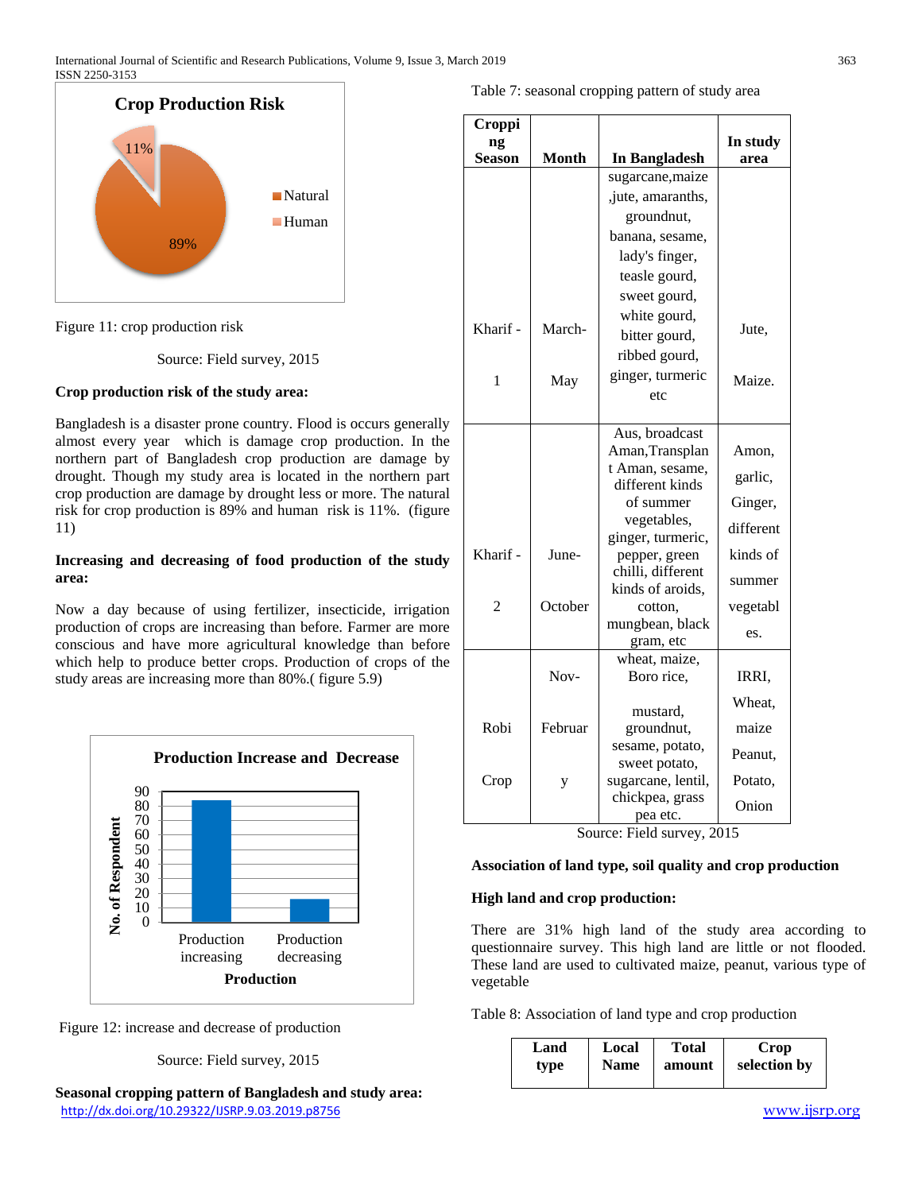Figure 11: crop production risk

Source: Field survey, 2015

**Crop production risk of the study area:**

Bangladesh is a disaster prone country. Flood is occurs generally almost every year which is damage crop production. In the northern part of Bangladesh crop production are damage by drought. Though my study area is located in the northern part crop production are damage by drought less or more. The natural risk for crop production is 89% and human risk is 11%. (figure 11)

**Increasing and decreasing of food production of the study area:**

Now a day because of using fertilizer, insecticide, irrigation production of crops are increasing than before. Farmer are more conscious and have more agricultural knowledge than before which help to produce better crops. Production of crops of the study areas are increasing more than 80%.( figure 5.9)

Figure 12: increase and decrease of production

Source: Field survey, 2015

**Seasonal cropping pattern of Bangladesh and study area:**

Table 7: seasonal cropping pattern of study area

| Cropping Season | Month | In Bangladesh | In study area |
|---|---|---|---|
| Kharif - 1 | March-May | sugarcane,maize ,jute, amaranths, groundnut, banana, sesame, lady's finger, teasle gourd, sweet gourd, white gourd, bitter gourd, ribbed gourd, ginger, turmeric etc | Jute, Maize. |
| Kharif - 2 | June-October | Aus, broadcast Aman,Transplant Aman, sesame, different kinds of summer vegetables, ginger, turmeric, pepper, green chilli, different kinds of aroids, cotton, mungbean, black gram, etc | Amon, garlic, Ginger, different kinds of summer vegetables. |
| Robi Crop | Nov-February | wheat, maize, Boro rice, mustard, groundnut, sesame, potato, sweet potato, sugarcane, lentil, chickpea, grass pea etc. | IRRI, Wheat, maize Peanut, Potato, Onion |

Source: Field survey, 2015

**Association of land type, soil quality and crop production**

**High land and crop production:**

There are 31% high land of the study area according to questionnaire survey. This high land are little or not flooded. These land are used to cultivated maize, peanut, various type of vegetable

Table 8: Association of land type and crop production

| Land type | Local Name | Total amount | Crop selection by |
|---|---|---|---|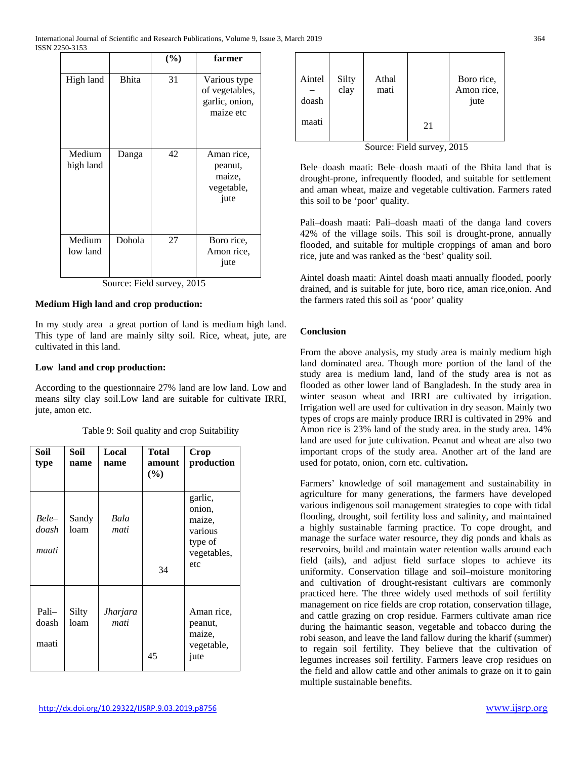|  |  | (%) | farmer |
|---|---|---|---|
| High land | Bhita | 31 | Various type of vegetables, garlic, onion, maize etc |
| Medium high land | Danga | 42 | Aman rice, peanut, maize, vegetable, jute |
| Medium low land | Dohola | 27 | Boro rice, Amon rice, jute |

Source: Field survey, 2015

**Medium High land and crop production:**

In my study area a great portion of land is medium high land. This type of land are mainly silty soil. Rice, wheat, jute, are cultivated in this land.

**Low land and crop production:**

According to the questionnaire 27% land are low land. Low and means silty clay soil.Low land are suitable for cultivate IRRI, jute, amon etc.

Table 9: Soil quality and crop Suitability

| Soil type | Soil name | Local name | Total amount (%) | Crop production |
|---|---|---|---|---|
| *Bele–doash maati* | Sandy loam | *Bala mati* | 34 | garlic, onion, maize, various type of vegetables, etc |
| Pali–doash maati | Silty loam | *Jharjara mati* | 45 | Aman rice, peanut, maize, vegetable, jute |
| Aintel – doash maati | Silty clay | Athal mati | 21 | Boro rice, Amon rice, jute |

Source: Field survey, 2015

Bele–doash maati: Bele–doash maati of the Bhita land that is drought-prone, infrequently flooded, and suitable for settlement and aman wheat, maize and vegetable cultivation. Farmers rated this soil to be 'poor' quality.

Pali–doash maati: Pali–doash maati of the danga land covers 42% of the village soils. This soil is drought-prone, annually flooded, and suitable for multiple croppings of aman and boro rice, jute and was ranked as the 'best' quality soil.

Aintel doash maati: Aintel doash maati annually flooded, poorly drained, and is suitable for jute, boro rice, aman rice,onion. And the farmers rated this soil as 'poor' quality

**Conclusion**

From the above analysis, my study area is mainly medium high land dominated area. Though more portion of the land of the study area is medium land, land of the study area is not as flooded as other lower land of Bangladesh. In the study area in winter season wheat and IRRI are cultivated by irrigation. Irrigation well are used for cultivation in dry season. Mainly two types of crops are mainly produce IRRI is cultivated in 29% and Amon rice is 23% land of the study area. in the study area. 14% land are used for jute cultivation. Peanut and wheat are also two important crops of the study area. Another art of the land are used for potato, onion, corn etc. cultivation**.**

Farmers' knowledge of soil management and sustainability in agriculture for many generations, the farmers have developed various indigenous soil management strategies to cope with tidal flooding, drought, soil fertility loss and salinity, and maintained a highly sustainable farming practice. To cope drought, and manage the surface water resource, they dig ponds and khals as reservoirs, build and maintain water retention walls around each field (ails), and adjust field surface slopes to achieve its uniformity. Conservation tillage and soil–moisture monitoring and cultivation of drought-resistant cultivars are commonly practiced here. The three widely used methods of soil fertility management on rice fields are crop rotation, conservation tillage, and cattle grazing on crop residue. Farmers cultivate aman rice during the haimantic season, vegetable and tobacco during the robi season, and leave the land fallow during the kharif (summer) to regain soil fertility. They believe that the cultivation of legumes increases soil fertility. Farmers leave crop residues on the field and allow cattle and other animals to graze on it to gain multiple sustainable benefits.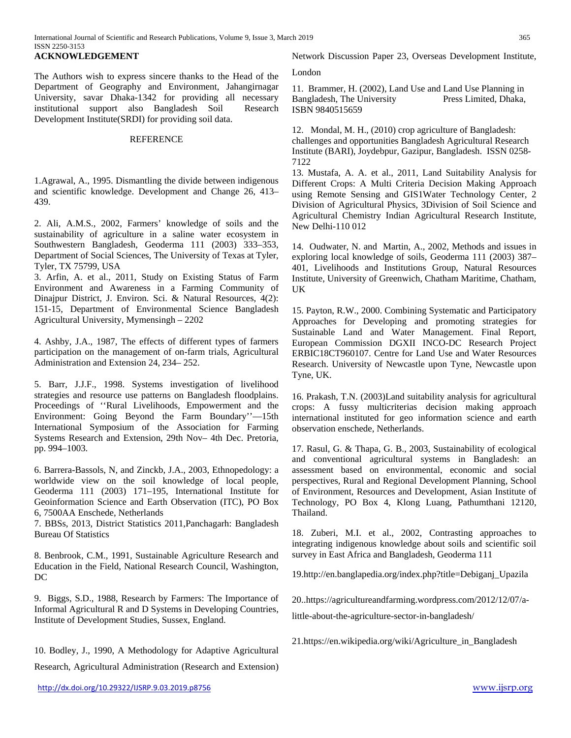## ACKNOWLEDGEMENT

The Authors wish to express sincere thanks to the Head of the Department of Geography and Environment, Jahangirnagar University, savar Dhaka-1342 for providing all necessary institutional support also Bangladesh Soil Research Development Institute(SRDI) for providing soil data.

## REFERENCE

1.Agrawal, A., 1995. Dismantling the divide between indigenous and scientific knowledge. Development and Change 26, 413–439.

2. Ali, A.M.S., 2002, Farmers' knowledge of soils and the sustainability of agriculture in a saline water ecosystem in Southwestern Bangladesh, Geoderma 111 (2003) 333–353, Department of Social Sciences, The University of Texas at Tyler, Tyler, TX 75799, USA

3. Arfin, A. et al., 2011, Study on Existing Status of Farm Environment and Awareness in a Farming Community of Dinajpur District, J. Environ. Sci. & Natural Resources, 4(2): 151-15, Department of Environmental Science Bangladesh Agricultural University, Mymensingh – 2202

4. Ashby, J.A., 1987, The effects of different types of farmers participation on the management of on-farm trials, Agricultural Administration and Extension 24, 234– 252.

5. Barr, J.J.F., 1998. Systems investigation of livelihood strategies and resource use patterns on Bangladesh floodplains. Proceedings of ''Rural Livelihoods, Empowerment and the Environment: Going Beyond the Farm Boundary''—15th International Symposium of the Association for Farming Systems Research and Extension, 29th Nov– 4th Dec. Pretoria, pp. 994–1003.

6. Barrera-Bassols, N, and Zinckb, J.A., 2003, Ethnopedology: a worldwide view on the soil knowledge of local people, Geoderma 111 (2003) 171–195, International Institute for Geoinformation Science and Earth Observation (ITC), PO Box 6, 7500AA Enschede, Netherlands

7. BBSs, 2013, District Statistics 2011,Panchagarh: Bangladesh Bureau Of Statistics

8. Benbrook, C.M., 1991, Sustainable Agriculture Research and Education in the Field, National Research Council, Washington, DC

9. Biggs, S.D., 1988, Research by Farmers: The Importance of Informal Agricultural R and D Systems in Developing Countries, Institute of Development Studies, Sussex, England.

10. Bodley, J., 1990, A Methodology for Adaptive Agricultural Research, Agricultural Administration (Research and Extension) Network Discussion Paper 23, Overseas Development Institute, London

11. Brammer, H. (2002), Land Use and Land Use Planning in Bangladesh, The University Press Limited, Dhaka, ISBN 9840515659

12. Mondal, M. H., (2010) crop agriculture of Bangladesh: challenges and opportunities Bangladesh Agricultural Research Institute (BARI), Joydebpur, Gazipur, Bangladesh. ISSN 0258-7122

13. Mustafa, A. A. et al., 2011, Land Suitability Analysis for Different Crops: A Multi Criteria Decision Making Approach using Remote Sensing and GIS1Water Technology Center, 2 Division of Agricultural Physics, 3Division of Soil Science and Agricultural Chemistry Indian Agricultural Research Institute, New Delhi-110 012

14. Oudwater, N. and Martin, A., 2002, Methods and issues in exploring local knowledge of soils, Geoderma 111 (2003) 387–401, Livelihoods and Institutions Group, Natural Resources Institute, University of Greenwich, Chatham Maritime, Chatham, UK

15. Payton, R.W., 2000. Combining Systematic and Participatory Approaches for Developing and promoting strategies for Sustainable Land and Water Management. Final Report, European Commission DGXII INCO-DC Research Project ERBIC18CT960107. Centre for Land Use and Water Resources Research. University of Newcastle upon Tyne, Newcastle upon Tyne, UK.

16. Prakash, T.N. (2003)Land suitability analysis for agricultural crops: A fussy multicriterias decision making approach international instituted for geo information science and earth observation enschede, Netherlands.

17. Rasul, G. & Thapa, G. B., 2003, Sustainability of ecological and conventional agricultural systems in Bangladesh: an assessment based on environmental, economic and social perspectives, Rural and Regional Development Planning, School of Environment, Resources and Development, Asian Institute of Technology, PO Box 4, Klong Luang, Pathumthani 12120, Thailand.

18. Zuberi, M.I. et al., 2002, Contrasting approaches to integrating indigenous knowledge about soils and scientific soil survey in East Africa and Bangladesh, Geoderma 111

19.http://en.banglapedia.org/index.php?title=Debiganj_Upazila

20..https://agricultureandfarming.wordpress.com/2012/12/07/a-little-about-the-agriculture-sector-in-bangladesh/

21.https://en.wikipedia.org/wiki/Agriculture_in_Bangladesh